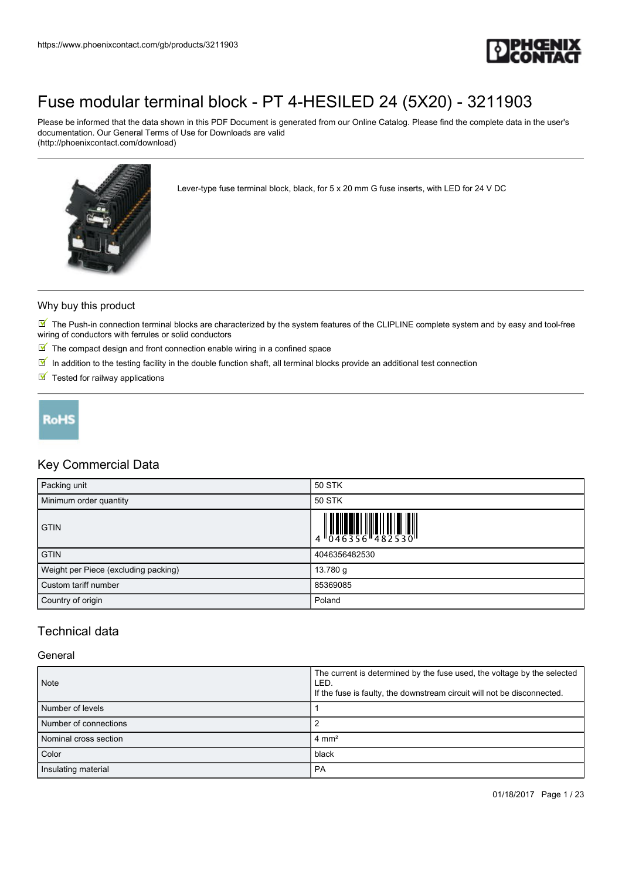# Fuse modular terminal block - PT 4-HESILED 24 (5X20) - 3211903

Please be informed that the data shown in this PDF Document is generated from our Online Catalog. Please find the complete data in the user's documentation. Our General Terms of Use for Downloads are valid (http://phoenixcontact.com/download)

Lever-type fuse terminal block, black, for 5 x 20 mm G fuse inserts, with LED for 24 V DC

## Why buy this product

- The Push-in connection terminal blocks are characterized by the system features of the CLIPLINE complete system and by easy and tool-free wiring of conductors with ferrules or solid conductors
- The compact design and front connection enable wiring in a confined space
- In addition to the testing facility in the double function shaft, all terminal blocks provide an additional test connection
- Tested for railway applications

RoHS

## Key Commercial Data

| | |
|---|---|
| Packing unit | 50 STK |
| Minimum order quantity | 50 STK |
| GTIN | 4 046356 482530 |
| GTIN | 4046356482530 |
| Weight per Piece (excluding packing) | 13.780 g |
| Custom tariff number | 85369085 |
| Country of origin | Poland |

## Technical data

### General

| | |
|---|---|
| Note | The current is determined by the fuse used, the voltage by the selected LED.<br>If the fuse is faulty, the downstream circuit will not be disconnected. |
| Number of levels | 1 |
| Number of connections | 2 |
| Nominal cross section | 4 mm² |
| Color | black |
| Insulating material | PA |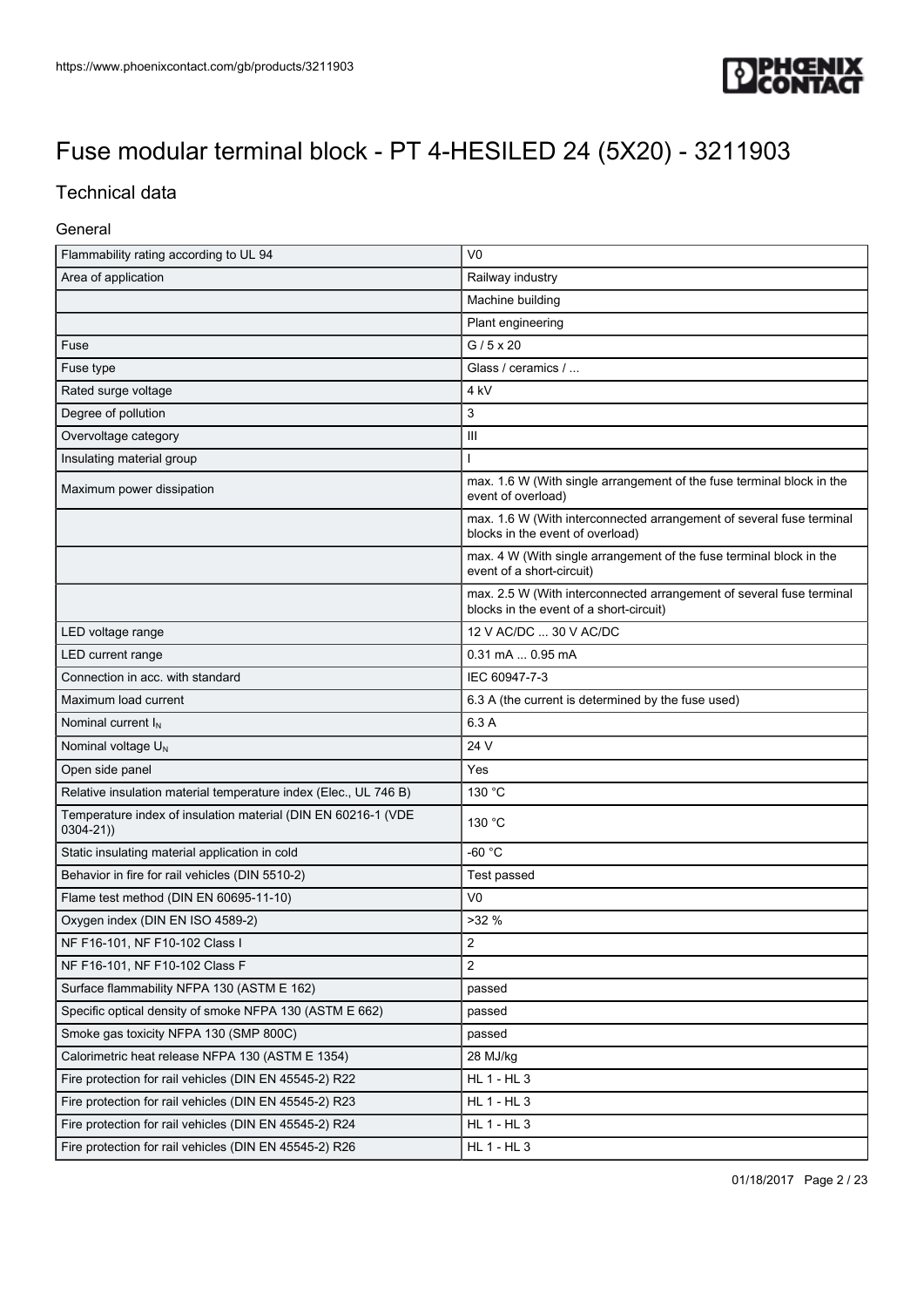# Fuse modular terminal block - PT 4-HESILED 24 (5X20) - 3211903

## Technical data

### General

| | |
|---|---|
| Flammability rating according to UL 94 | V0 |
| Area of application | Railway industry |
| | Machine building |
| | Plant engineering |
| Fuse | G / 5 x 20 |
| Fuse type | Glass / ceramics / ... |
| Rated surge voltage | 4 kV |
| Degree of pollution | 3 |
| Overvoltage category | III |
| Insulating material group | I |
| Maximum power dissipation | max. 1.6 W (With single arrangement of the fuse terminal block in the event of overload) |
| | max. 1.6 W (With interconnected arrangement of several fuse terminal blocks in the event of overload) |
| | max. 4 W (With single arrangement of the fuse terminal block in the event of a short-circuit) |
| | max. 2.5 W (With interconnected arrangement of several fuse terminal blocks in the event of a short-circuit) |
| LED voltage range | 12 V AC/DC ... 30 V AC/DC |
| LED current range | 0.31 mA ... 0.95 mA |
| Connection in acc. with standard | IEC 60947-7-3 |
| Maximum load current | 6.3 A (the current is determined by the fuse used) |
| Nominal current $I_N$ | 6.3 A |
| Nominal voltage $U_N$ | 24 V |
| Open side panel | Yes |
| Relative insulation material temperature index (Elec., UL 746 B) | 130 °C |
| Temperature index of insulation material (DIN EN 60216-1 (VDE 0304-21)) | 130 °C |
| Static insulating material application in cold | -60 °C |
| Behavior in fire for rail vehicles (DIN 5510-2) | Test passed |
| Flame test method (DIN EN 60695-11-10) | V0 |
| Oxygen index (DIN EN ISO 4589-2) | >32 % |
| NF F16-101, NF F10-102 Class I | 2 |
| NF F16-101, NF F10-102 Class F | 2 |
| Surface flammability NFPA 130 (ASTM E 162) | passed |
| Specific optical density of smoke NFPA 130 (ASTM E 662) | passed |
| Smoke gas toxicity NFPA 130 (SMP 800C) | passed |
| Calorimetric heat release NFPA 130 (ASTM E 1354) | 28 MJ/kg |
| Fire protection for rail vehicles (DIN EN 45545-2) R22 | HL 1 - HL 3 |
| Fire protection for rail vehicles (DIN EN 45545-2) R23 | HL 1 - HL 3 |
| Fire protection for rail vehicles (DIN EN 45545-2) R24 | HL 1 - HL 3 |
| Fire protection for rail vehicles (DIN EN 45545-2) R26 | HL 1 - HL 3 |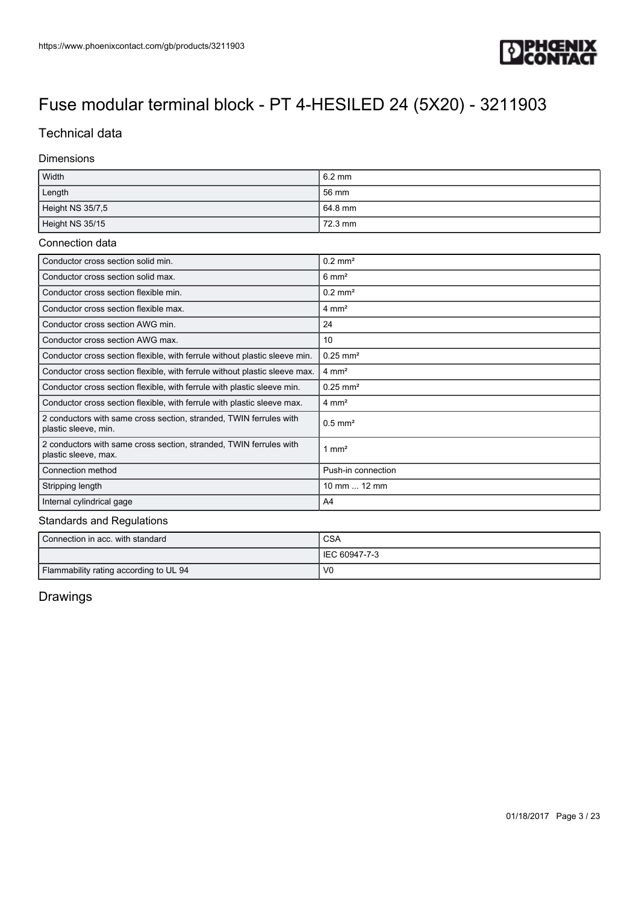# Fuse modular terminal block - PT 4-HESILED 24 (5X20) - 3211903

## Technical data

### Dimensions

| | |
|---|---|
| Width | 6.2 mm |
| Length | 56 mm |
| Height NS 35/7,5 | 64.8 mm |
| Height NS 35/15 | 72.3 mm |

### Connection data

| | |
|---|---|
| Conductor cross section solid min. | 0.2 mm² |
| Conductor cross section solid max. | 6 mm² |
| Conductor cross section flexible min. | 0.2 mm² |
| Conductor cross section flexible max. | 4 mm² |
| Conductor cross section AWG min. | 24 |
| Conductor cross section AWG max. | 10 |
| Conductor cross section flexible, with ferrule without plastic sleeve min. | 0.25 mm² |
| Conductor cross section flexible, with ferrule without plastic sleeve max. | 4 mm² |
| Conductor cross section flexible, with ferrule with plastic sleeve min. | 0.25 mm² |
| Conductor cross section flexible, with ferrule with plastic sleeve max. | 4 mm² |
| 2 conductors with same cross section, stranded, TWIN ferrules with plastic sleeve, min. | 0.5 mm² |
| 2 conductors with same cross section, stranded, TWIN ferrules with plastic sleeve, max. | 1 mm² |
| Connection method | Push-in connection |
| Stripping length | 10 mm ... 12 mm |
| Internal cylindrical gage | A4 |

### Standards and Regulations

| | |
|---|---|
| Connection in acc. with standard | CSA |
| | IEC 60947-7-3 |
| Flammability rating according to UL 94 | V0 |

## Drawings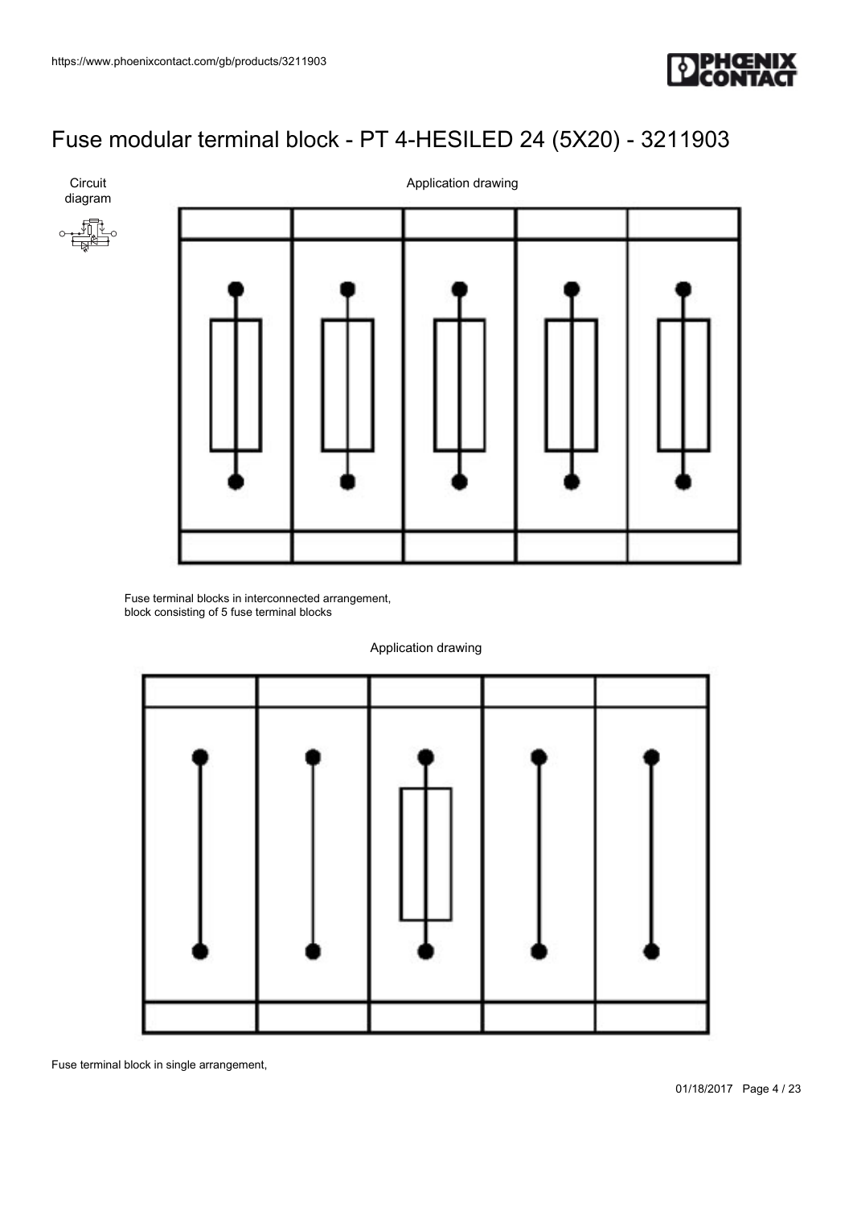# Fuse modular terminal block - PT 4-HESILED 24 (5X20) - 3211903

Circuit diagram

Application drawing

Fuse terminal blocks in interconnected arrangement, block consisting of 5 fuse terminal blocks

Application drawing

Fuse terminal block in single arrangement,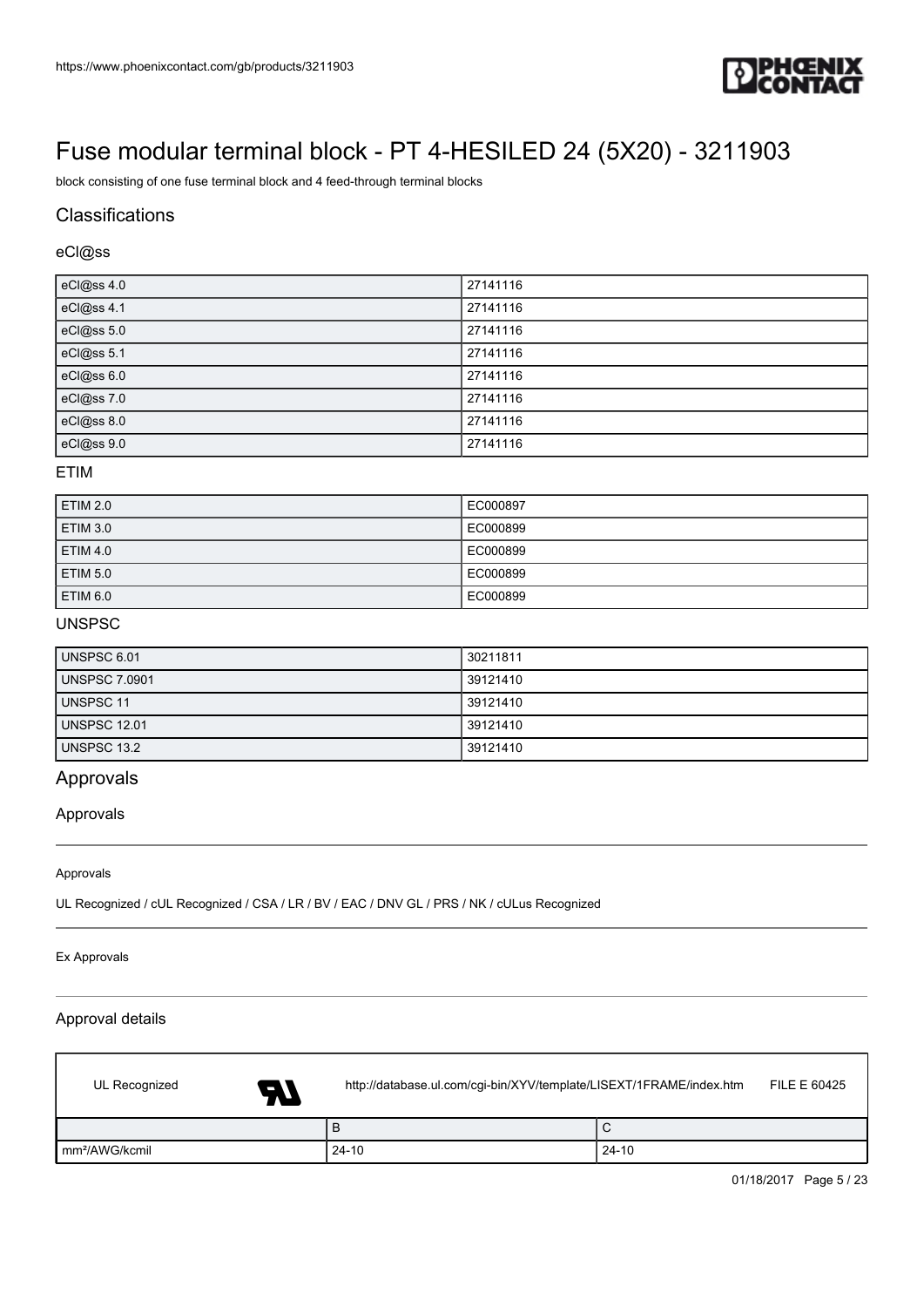# Fuse modular terminal block - PT 4-HESILED 24 (5X20) - 3211903

block consisting of one fuse terminal block and 4 feed-through terminal blocks

## Classifications

### eCl@ss

| | |
|---|---|
| eCl@ss 4.0 | 27141116 |
| eCl@ss 4.1 | 27141116 |
| eCl@ss 5.0 | 27141116 |
| eCl@ss 5.1 | 27141116 |
| eCl@ss 6.0 | 27141116 |
| eCl@ss 7.0 | 27141116 |
| eCl@ss 8.0 | 27141116 |
| eCl@ss 9.0 | 27141116 |

### ETIM

| | |
|---|---|
| ETIM 2.0 | EC000897 |
| ETIM 3.0 | EC000899 |
| ETIM 4.0 | EC000899 |
| ETIM 5.0 | EC000899 |
| ETIM 6.0 | EC000899 |

### UNSPSC

| | |
|---|---|
| UNSPSC 6.01 | 30211811 |
| UNSPSC 7.0901 | 39121410 |
| UNSPSC 11 | 39121410 |
| UNSPSC 12.01 | 39121410 |
| UNSPSC 13.2 | 39121410 |

## Approvals

### Approvals

Approvals

UL Recognized / cUL Recognized / CSA / LR / BV / EAC / DNV GL / PRS / NK / cULus Recognized

Ex Approvals

### Approval details

| UL Recognized | http://database.ul.com/cgi-bin/XYV/template/LISEXT/1FRAME/index.htm | FILE E 60425 |
|---|---|---|
| | B | C |
| mm²/AWG/kcmil | 24-10 | 24-10 |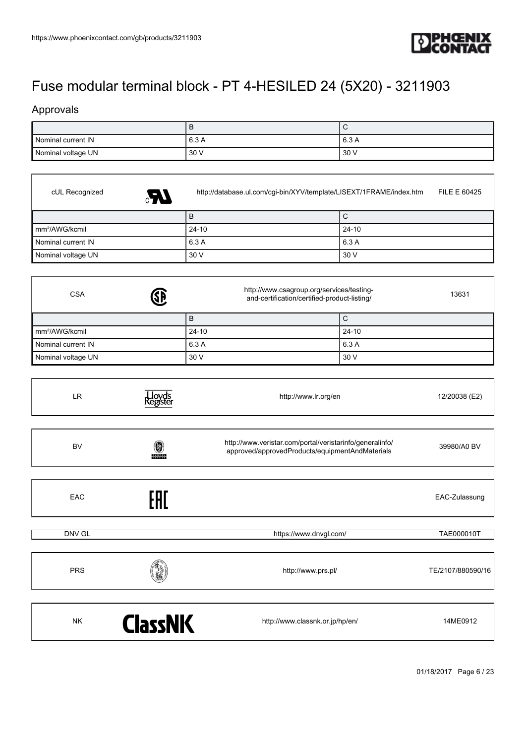# Fuse modular terminal block - PT 4-HESILED 24 (5X20) - 3211903

## Approvals

| | B | C |
|---|---|---|
| Nominal current IN | 6.3 A | 6.3 A |
| Nominal voltage UN | 30 V | 30 V |

| cUL Recognized | http://database.ul.com/cgi-bin/XYV/template/LISEXT/1FRAME/index.htm | FILE E 60425 |
|---|---|---|
| | B | C |
| mm²/AWG/kcmil | 24-10 | 24-10 |
| Nominal current IN | 6.3 A | 6.3 A |
| Nominal voltage UN | 30 V | 30 V |

| CSA | http://www.csagroup.org/services/testing-and-certification/certified-product-listing/ | 13631 |
|---|---|---|
| | B | C |
| mm²/AWG/kcmil | 24-10 | 24-10 |
| Nominal current IN | 6.3 A | 6.3 A |
| Nominal voltage UN | 30 V | 30 V |

| LR | http://www.lr.org/en | 12/20038 (E2) |
|---|---|---|

| BV | http://www.veristar.com/portal/veristarinfo/generalinfo/approved/approvedProducts/equipmentAndMaterials | 39980/A0 BV |
|---|---|---|

| EAC | | EAC-Zulassung |
|---|---|---|

| DNV GL | https://www.dnvgl.com/ | TAE000010T |
|---|---|---|

| PRS | http://www.prs.pl/ | TE/2107/880590/16 |
|---|---|---|

| NK | http://www.classnk.or.jp/hp/en/ | 14ME0912 |
|---|---|---|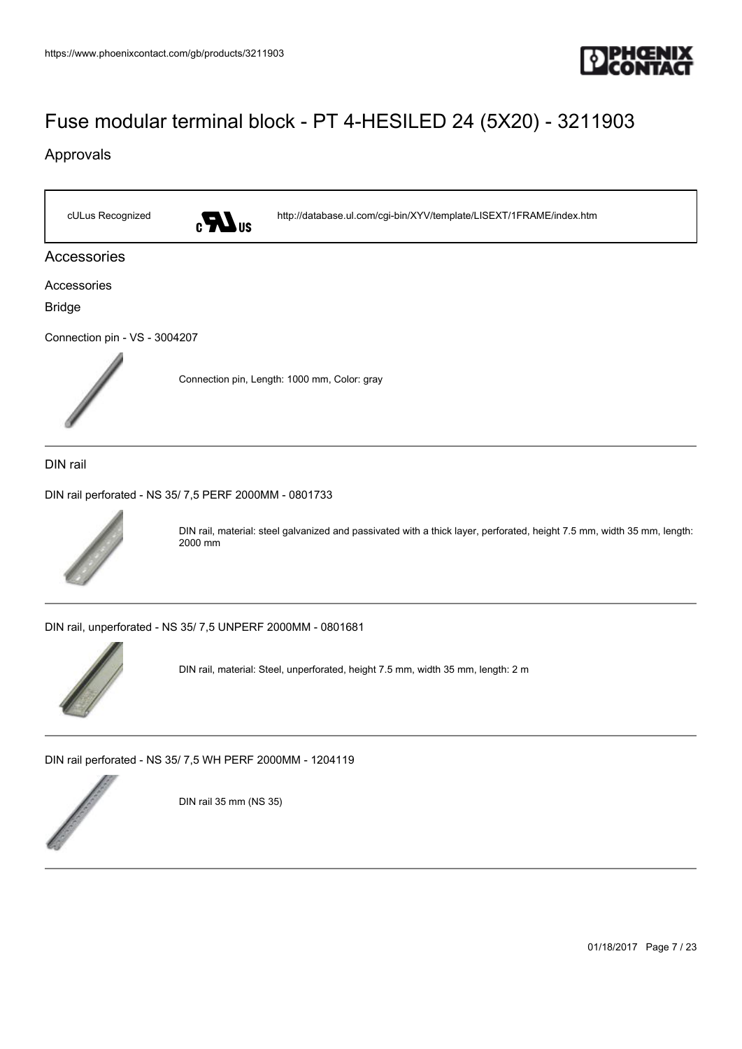# Fuse modular terminal block - PT 4-HESILED 24 (5X20) - 3211903

## Approvals

| cULus Recognized | | http://database.ul.com/cgi-bin/XYV/template/LISEXT/1FRAME/index.htm |
| --- | --- | --- |

## Accessories

Accessories

Bridge

Connection pin - VS - 3004207

Connection pin, Length: 1000 mm, Color: gray

DIN rail

DIN rail perforated - NS 35/ 7,5 PERF 2000MM - 0801733

DIN rail, material: steel galvanized and passivated with a thick layer, perforated, height 7.5 mm, width 35 mm, length: 2000 mm

DIN rail, unperforated - NS 35/ 7,5 UNPERF 2000MM - 0801681

DIN rail, material: Steel, unperforated, height 7.5 mm, width 35 mm, length: 2 m

DIN rail perforated - NS 35/ 7,5 WH PERF 2000MM - 1204119

DIN rail 35 mm (NS 35)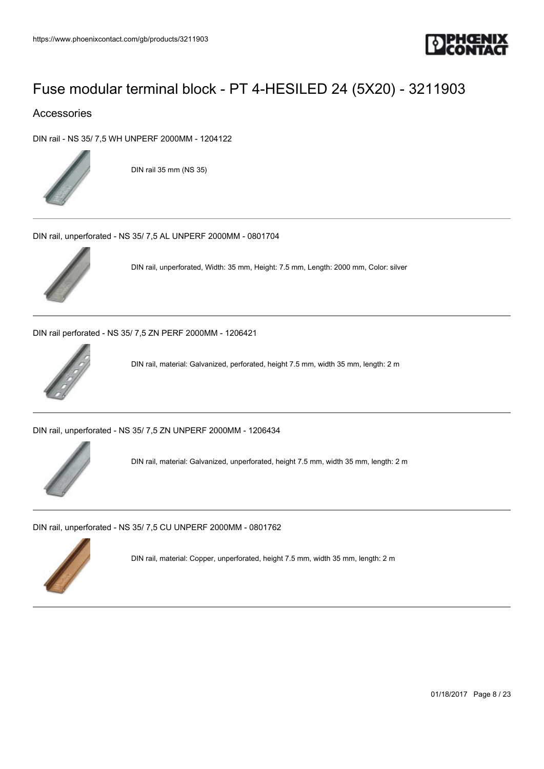# Fuse modular terminal block - PT 4-HESILED 24 (5X20) - 3211903

## Accessories

DIN rail - NS 35/ 7,5 WH UNPERF 2000MM - 1204122

DIN rail 35 mm (NS 35)

---

DIN rail, unperforated - NS 35/ 7,5 AL UNPERF 2000MM - 0801704

DIN rail, unperforated, Width: 35 mm, Height: 7.5 mm, Length: 2000 mm, Color: silver

---

DIN rail perforated - NS 35/ 7,5 ZN PERF 2000MM - 1206421

DIN rail, material: Galvanized, perforated, height 7.5 mm, width 35 mm, length: 2 m

---

DIN rail, unperforated - NS 35/ 7,5 ZN UNPERF 2000MM - 1206434

DIN rail, material: Galvanized, unperforated, height 7.5 mm, width 35 mm, length: 2 m

---

DIN rail, unperforated - NS 35/ 7,5 CU UNPERF 2000MM - 0801762

DIN rail, material: Copper, unperforated, height 7.5 mm, width 35 mm, length: 2 m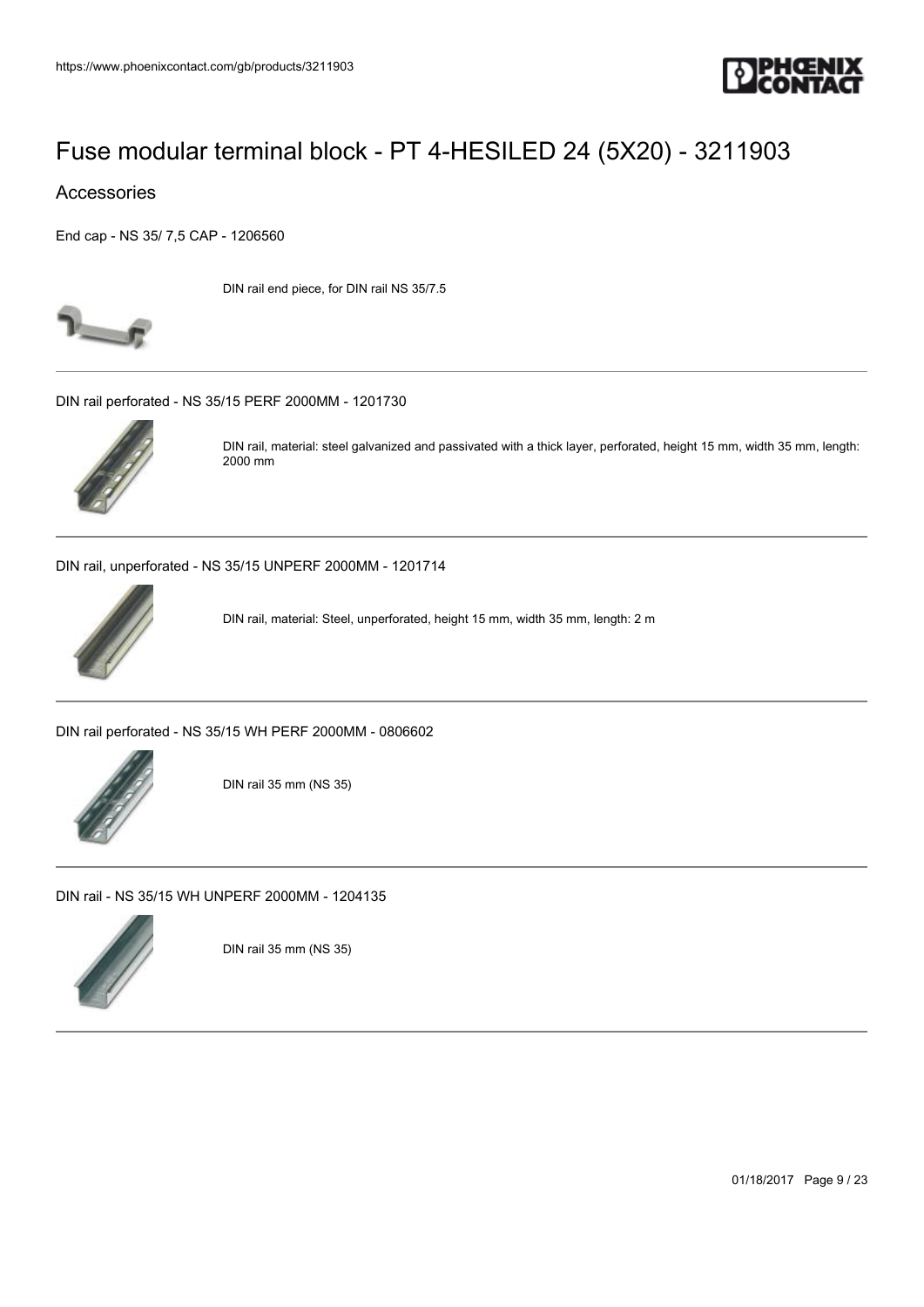# Fuse modular terminal block - PT 4-HESILED 24 (5X20) - 3211903

## Accessories

End cap - NS 35/ 7,5 CAP - 1206560

DIN rail end piece, for DIN rail NS 35/7.5

---

DIN rail perforated - NS 35/15 PERF 2000MM - 1201730

DIN rail, material: steel galvanized and passivated with a thick layer, perforated, height 15 mm, width 35 mm, length: 2000 mm

---

DIN rail, unperforated - NS 35/15 UNPERF 2000MM - 1201714

DIN rail, material: Steel, unperforated, height 15 mm, width 35 mm, length: 2 m

---

DIN rail perforated - NS 35/15 WH PERF 2000MM - 0806602

DIN rail 35 mm (NS 35)

---

DIN rail - NS 35/15 WH UNPERF 2000MM - 1204135

DIN rail 35 mm (NS 35)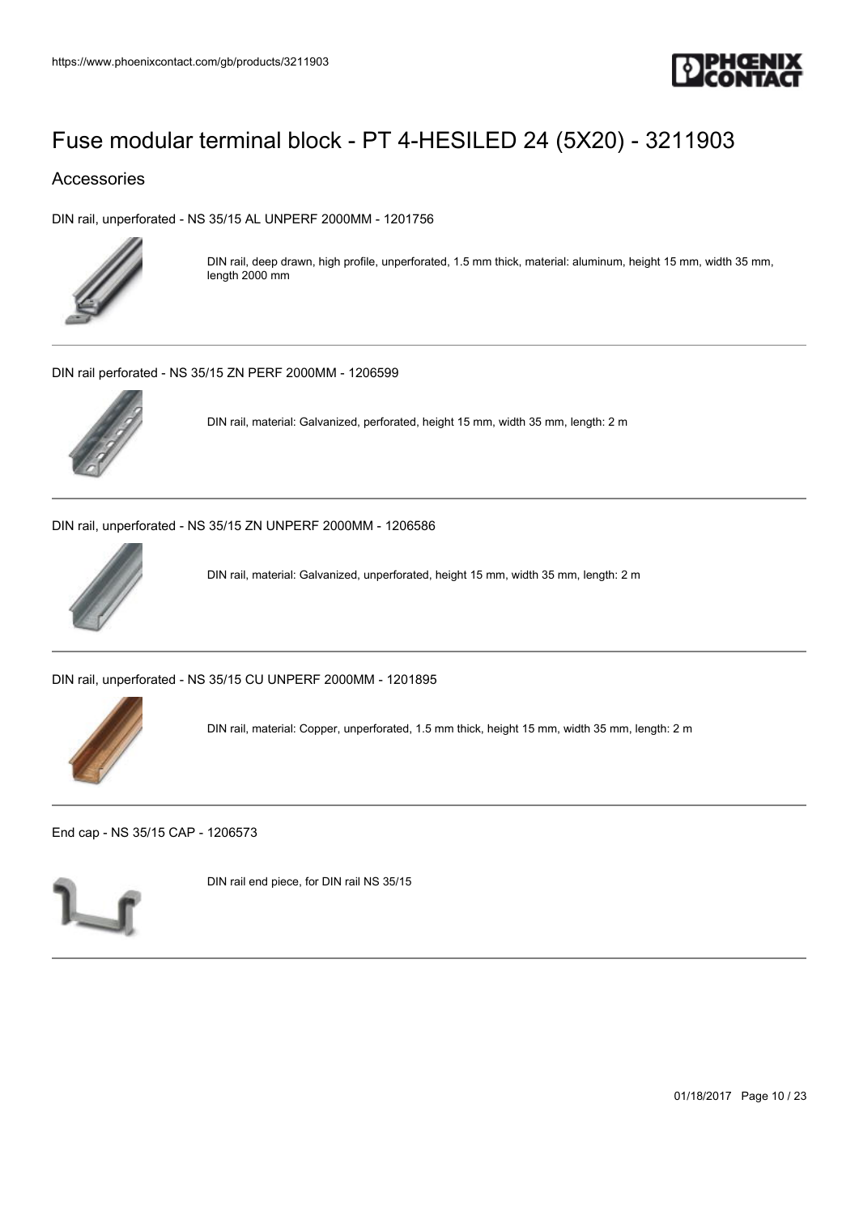# Fuse modular terminal block - PT 4-HESILED 24 (5X20) - 3211903

## Accessories

DIN rail, unperforated - NS 35/15 AL UNPERF 2000MM - 1201756

DIN rail, deep drawn, high profile, unperforated, 1.5 mm thick, material: aluminum, height 15 mm, width 35 mm, length 2000 mm

---

DIN rail perforated - NS 35/15 ZN PERF 2000MM - 1206599

DIN rail, material: Galvanized, perforated, height 15 mm, width 35 mm, length: 2 m

---

DIN rail, unperforated - NS 35/15 ZN UNPERF 2000MM - 1206586

DIN rail, material: Galvanized, unperforated, height 15 mm, width 35 mm, length: 2 m

---

DIN rail, unperforated - NS 35/15 CU UNPERF 2000MM - 1201895

DIN rail, material: Copper, unperforated, 1.5 mm thick, height 15 mm, width 35 mm, length: 2 m

---

End cap - NS 35/15 CAP - 1206573

DIN rail end piece, for DIN rail NS 35/15

---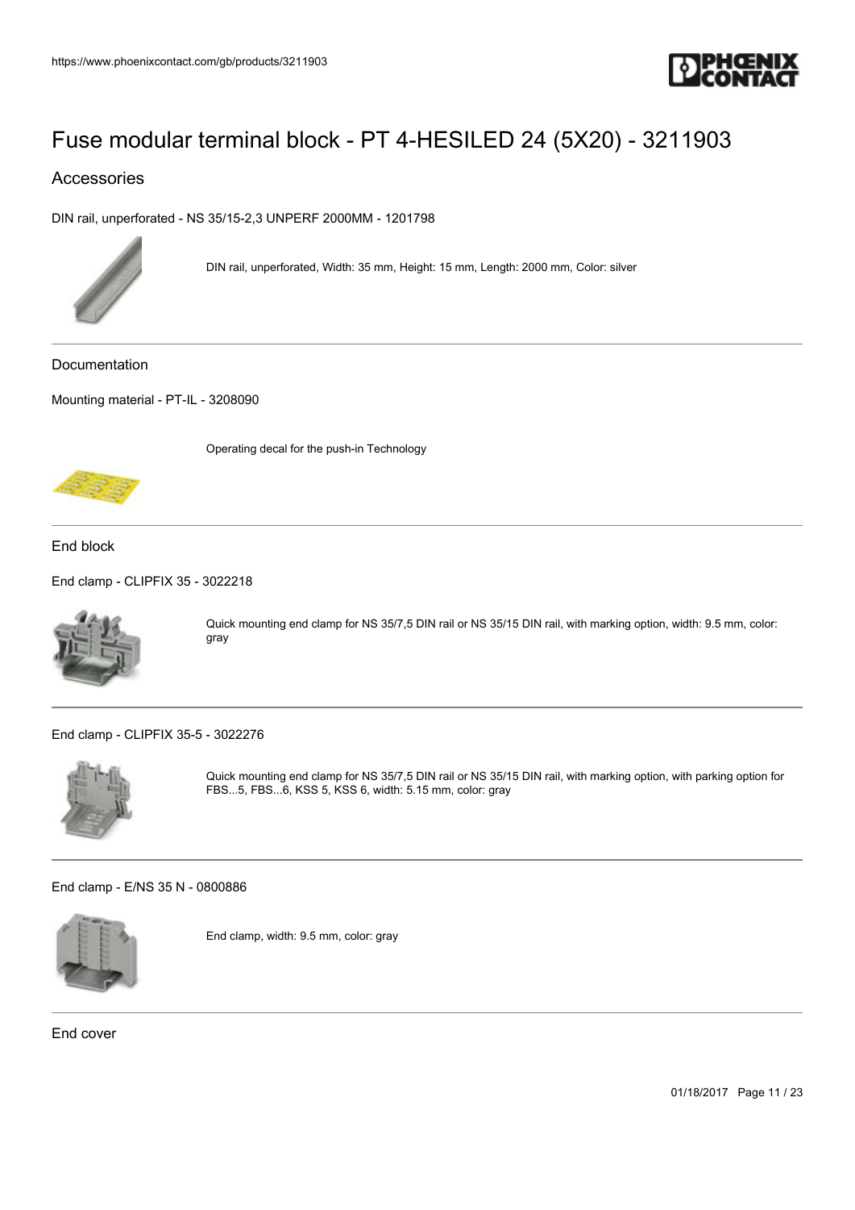# Fuse modular terminal block - PT 4-HESILED 24 (5X20) - 3211903

## Accessories

DIN rail, unperforated - NS 35/15-2,3 UNPERF 2000MM - 1201798

DIN rail, unperforated, Width: 35 mm, Height: 15 mm, Length: 2000 mm, Color: silver

---

### Documentation

Mounting material - PT-IL - 3208090

Operating decal for the push-in Technology

---

### End block

End clamp - CLIPFIX 35 - 3022218

Quick mounting end clamp for NS 35/7,5 DIN rail or NS 35/15 DIN rail, with marking option, width: 9.5 mm, color: gray

---

End clamp - CLIPFIX 35-5 - 3022276

Quick mounting end clamp for NS 35/7,5 DIN rail or NS 35/15 DIN rail, with marking option, with parking option for FBS...5, FBS...6, KSS 5, KSS 6, width: 5.15 mm, color: gray

---

End clamp - E/NS 35 N - 0800886

End clamp, width: 9.5 mm, color: gray

---

### End cover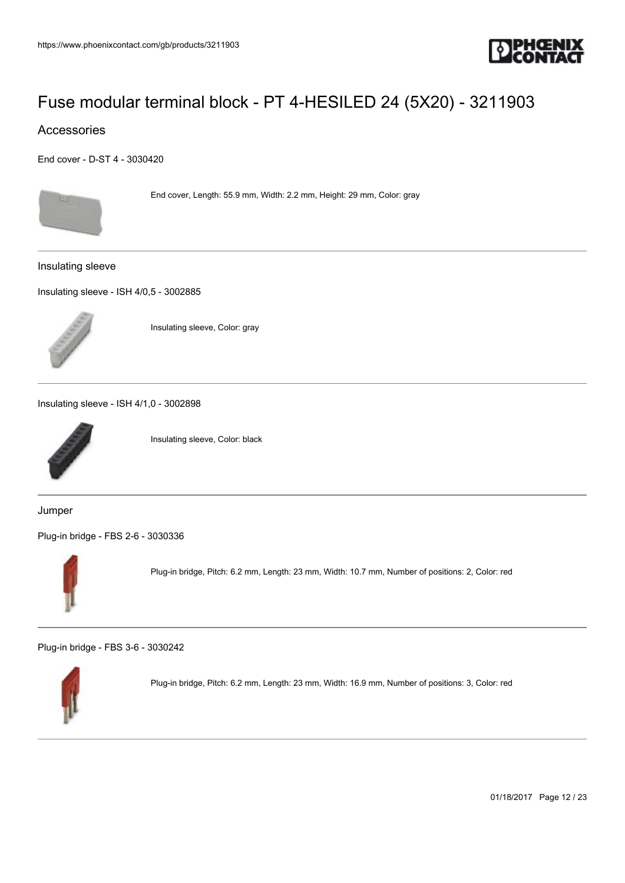# Fuse modular terminal block - PT 4-HESILED 24 (5X20) - 3211903

## Accessories

End cover - D-ST 4 - 3030420

End cover, Length: 55.9 mm, Width: 2.2 mm, Height: 29 mm, Color: gray

---

### Insulating sleeve

Insulating sleeve - ISH 4/0,5 - 3002885

Insulating sleeve, Color: gray

---

Insulating sleeve - ISH 4/1,0 - 3002898

Insulating sleeve, Color: black

---

### Jumper

Plug-in bridge - FBS 2-6 - 3030336

Plug-in bridge, Pitch: 6.2 mm, Length: 23 mm, Width: 10.7 mm, Number of positions: 2, Color: red

---

Plug-in bridge - FBS 3-6 - 3030242

Plug-in bridge, Pitch: 6.2 mm, Length: 23 mm, Width: 16.9 mm, Number of positions: 3, Color: red

---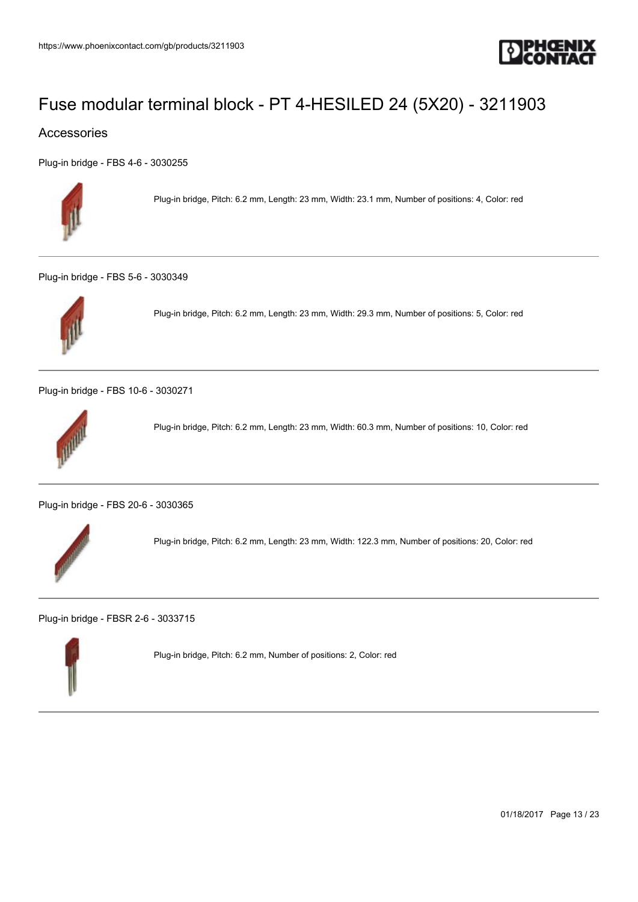# Fuse modular terminal block - PT 4-HESILED 24 (5X20) - 3211903

## Accessories

Plug-in bridge - FBS 4-6 - 3030255

Plug-in bridge, Pitch: 6.2 mm, Length: 23 mm, Width: 23.1 mm, Number of positions: 4, Color: red

---

Plug-in bridge - FBS 5-6 - 3030349

Plug-in bridge, Pitch: 6.2 mm, Length: 23 mm, Width: 29.3 mm, Number of positions: 5, Color: red

---

Plug-in bridge - FBS 10-6 - 3030271

Plug-in bridge, Pitch: 6.2 mm, Length: 23 mm, Width: 60.3 mm, Number of positions: 10, Color: red

---

Plug-in bridge - FBS 20-6 - 3030365

Plug-in bridge, Pitch: 6.2 mm, Length: 23 mm, Width: 122.3 mm, Number of positions: 20, Color: red

---

Plug-in bridge - FBSR 2-6 - 3033715

Plug-in bridge, Pitch: 6.2 mm, Number of positions: 2, Color: red

---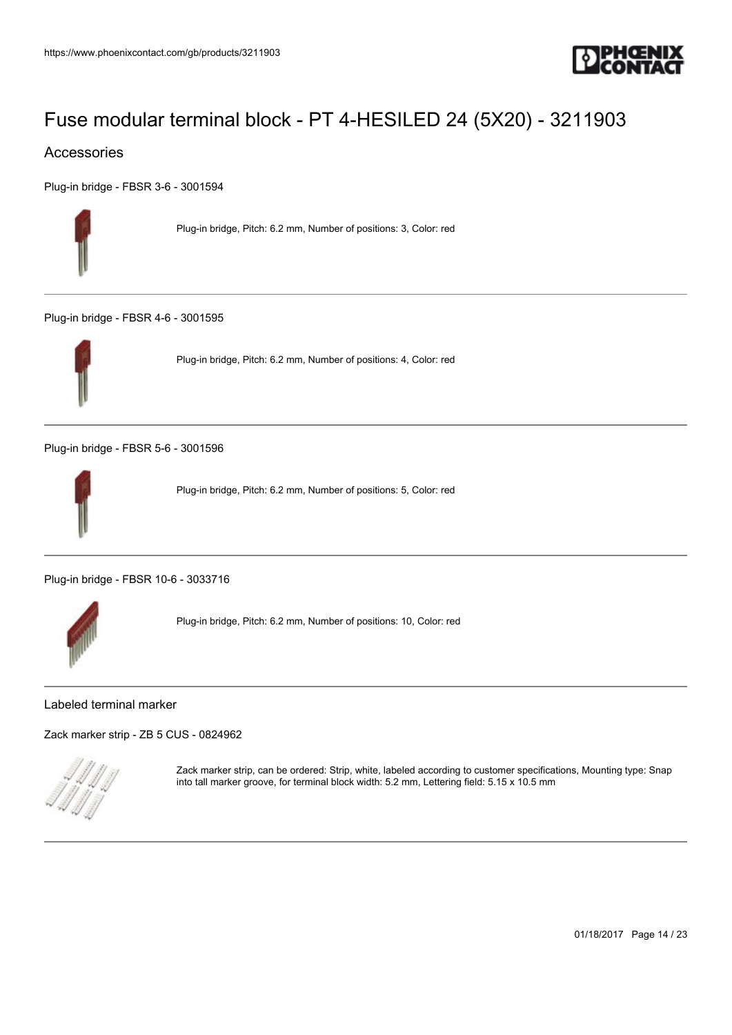# Fuse modular terminal block - PT 4-HESILED 24 (5X20) - 3211903

## Accessories

Plug-in bridge - FBSR 3-6 - 3001594

Plug-in bridge, Pitch: 6.2 mm, Number of positions: 3, Color: red

---

Plug-in bridge - FBSR 4-6 - 3001595

Plug-in bridge, Pitch: 6.2 mm, Number of positions: 4, Color: red

---

Plug-in bridge - FBSR 5-6 - 3001596

Plug-in bridge, Pitch: 6.2 mm, Number of positions: 5, Color: red

---

Plug-in bridge - FBSR 10-6 - 3033716

Plug-in bridge, Pitch: 6.2 mm, Number of positions: 10, Color: red

---

### Labeled terminal marker

Zack marker strip - ZB 5 CUS - 0824962

Zack marker strip, can be ordered: Strip, white, labeled according to customer specifications, Mounting type: Snap into tall marker groove, for terminal block width: 5.2 mm, Lettering field: 5.15 x 10.5 mm

---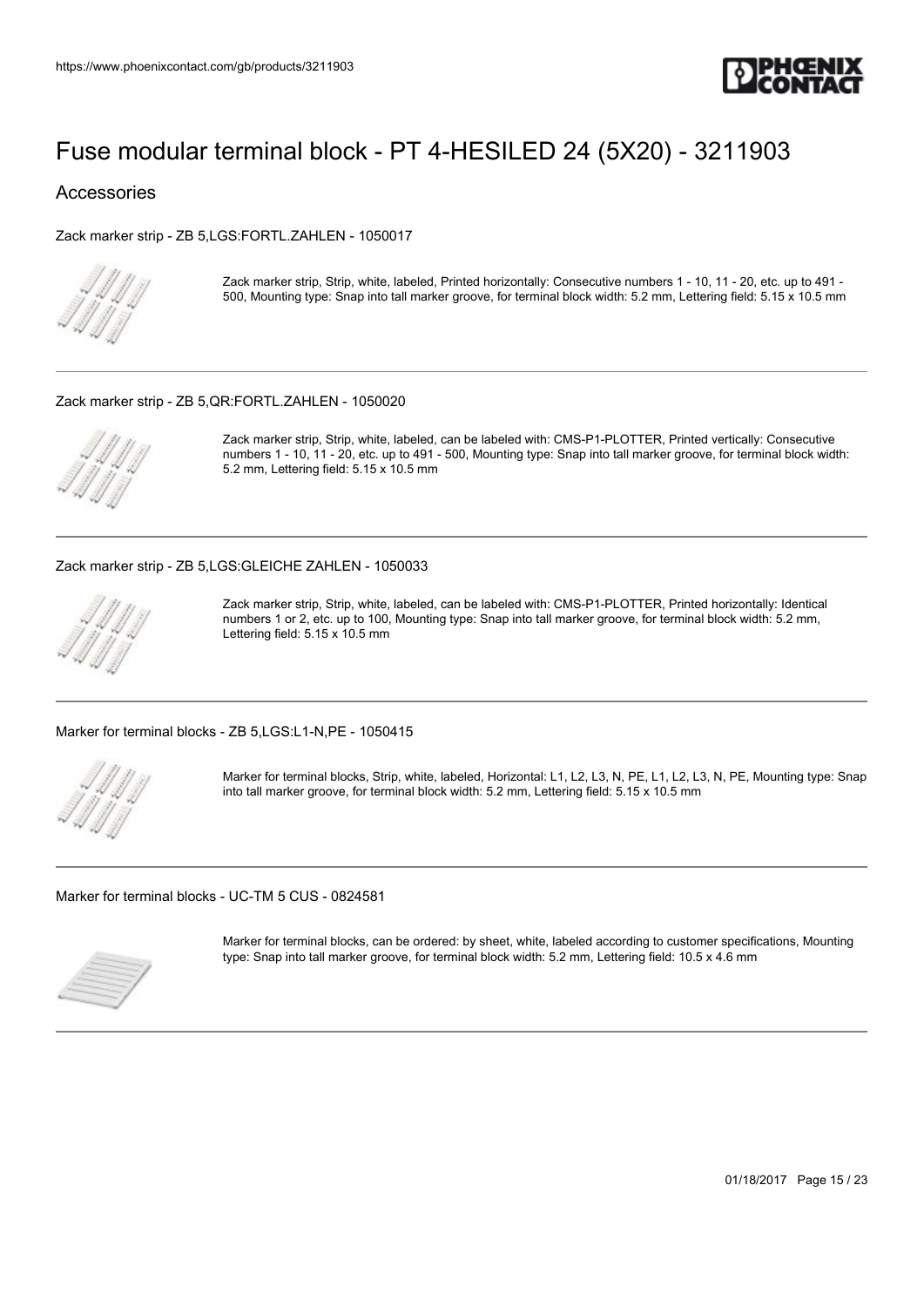# Fuse modular terminal block - PT 4-HESILED 24 (5X20) - 3211903

## Accessories

Zack marker strip - ZB 5,LGS:FORTL.ZAHLEN - 1050017

Zack marker strip, Strip, white, labeled, Printed horizontally: Consecutive numbers 1 - 10, 11 - 20, etc. up to 491 - 500, Mounting type: Snap into tall marker groove, for terminal block width: 5.2 mm, Lettering field: 5.15 x 10.5 mm

---

Zack marker strip - ZB 5,QR:FORTL.ZAHLEN - 1050020

Zack marker strip, Strip, white, labeled, can be labeled with: CMS-P1-PLOTTER, Printed vertically: Consecutive numbers 1 - 10, 11 - 20, etc. up to 491 - 500, Mounting type: Snap into tall marker groove, for terminal block width: 5.2 mm, Lettering field: 5.15 x 10.5 mm

---

Zack marker strip - ZB 5,LGS:GLEICHE ZAHLEN - 1050033

Zack marker strip, Strip, white, labeled, can be labeled with: CMS-P1-PLOTTER, Printed horizontally: Identical numbers 1 or 2, etc. up to 100, Mounting type: Snap into tall marker groove, for terminal block width: 5.2 mm, Lettering field: 5.15 x 10.5 mm

---

Marker for terminal blocks - ZB 5,LGS:L1-N,PE - 1050415

Marker for terminal blocks, Strip, white, labeled, Horizontal: L1, L2, L3, N, PE, L1, L2, L3, N, PE, Mounting type: Snap into tall marker groove, for terminal block width: 5.2 mm, Lettering field: 5.15 x 10.5 mm

---

Marker for terminal blocks - UC-TM 5 CUS - 0824581

Marker for terminal blocks, can be ordered: by sheet, white, labeled according to customer specifications, Mounting type: Snap into tall marker groove, for terminal block width: 5.2 mm, Lettering field: 10.5 x 4.6 mm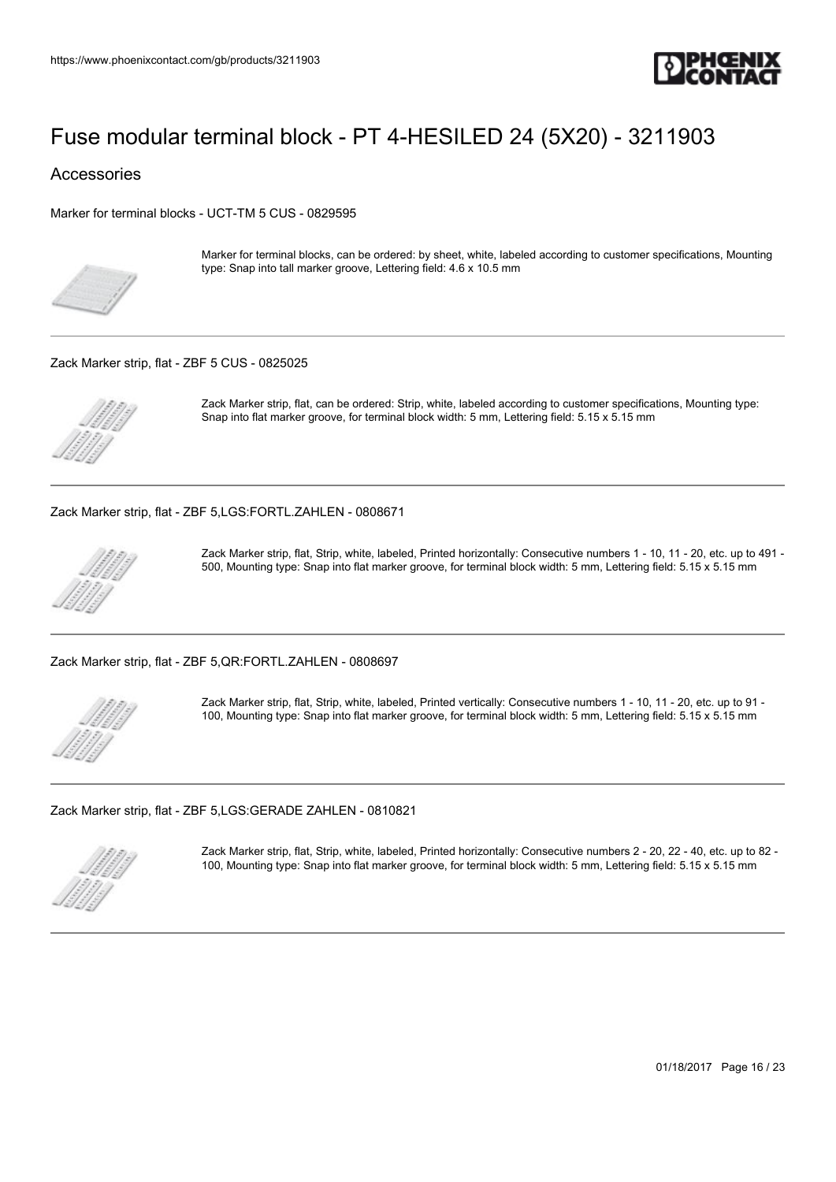# Fuse modular terminal block - PT 4-HESILED 24 (5X20) - 3211903

## Accessories

Marker for terminal blocks - UCT-TM 5 CUS - 0829595

Marker for terminal blocks, can be ordered: by sheet, white, labeled according to customer specifications, Mounting type: Snap into tall marker groove, Lettering field: 4.6 x 10.5 mm

---

Zack Marker strip, flat - ZBF 5 CUS - 0825025

Zack Marker strip, flat, can be ordered: Strip, white, labeled according to customer specifications, Mounting type: Snap into flat marker groove, for terminal block width: 5 mm, Lettering field: 5.15 x 5.15 mm

---

Zack Marker strip, flat - ZBF 5,LGS:FORTL.ZAHLEN - 0808671

Zack Marker strip, flat, Strip, white, labeled, Printed horizontally: Consecutive numbers 1 - 10, 11 - 20, etc. up to 491 - 500, Mounting type: Snap into flat marker groove, for terminal block width: 5 mm, Lettering field: 5.15 x 5.15 mm

---

Zack Marker strip, flat - ZBF 5,QR:FORTL.ZAHLEN - 0808697

Zack Marker strip, flat, Strip, white, labeled, Printed vertically: Consecutive numbers 1 - 10, 11 - 20, etc. up to 91 - 100, Mounting type: Snap into flat marker groove, for terminal block width: 5 mm, Lettering field: 5.15 x 5.15 mm

---

Zack Marker strip, flat - ZBF 5,LGS:GERADE ZAHLEN - 0810821

Zack Marker strip, flat, Strip, white, labeled, Printed horizontally: Consecutive numbers 2 - 20, 22 - 40, etc. up to 82 - 100, Mounting type: Snap into flat marker groove, for terminal block width: 5 mm, Lettering field: 5.15 x 5.15 mm

---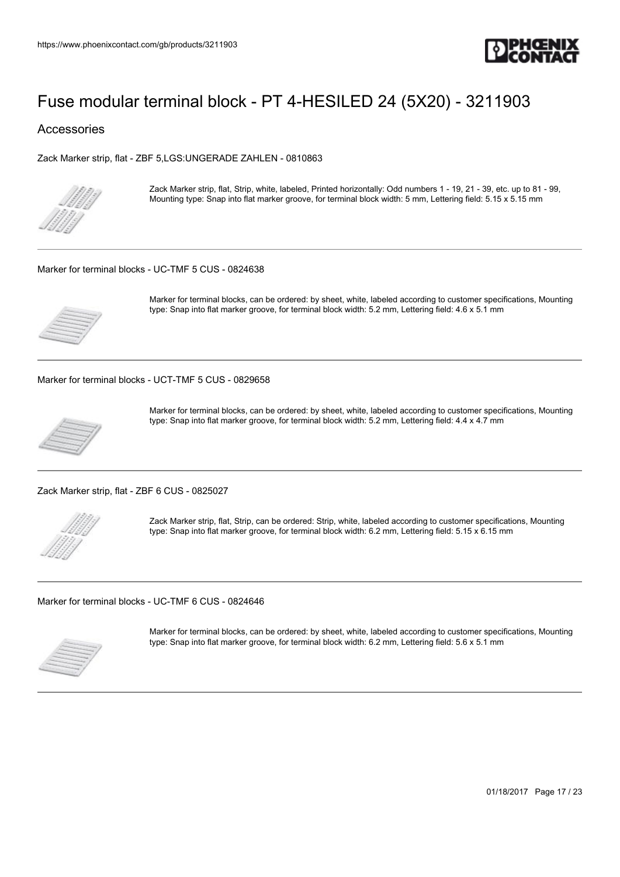# Fuse modular terminal block - PT 4-HESILED 24 (5X20) - 3211903

## Accessories

Zack Marker strip, flat - ZBF 5,LGS:UNGERADE ZAHLEN - 0810863

Zack Marker strip, flat, Strip, white, labeled, Printed horizontally: Odd numbers 1 - 19, 21 - 39, etc. up to 81 - 99, Mounting type: Snap into flat marker groove, for terminal block width: 5 mm, Lettering field: 5.15 x 5.15 mm

---

Marker for terminal blocks - UC-TMF 5 CUS - 0824638

Marker for terminal blocks, can be ordered: by sheet, white, labeled according to customer specifications, Mounting type: Snap into flat marker groove, for terminal block width: 5.2 mm, Lettering field: 4.6 x 5.1 mm

---

Marker for terminal blocks - UCT-TMF 5 CUS - 0829658

Marker for terminal blocks, can be ordered: by sheet, white, labeled according to customer specifications, Mounting type: Snap into flat marker groove, for terminal block width: 5.2 mm, Lettering field: 4.4 x 4.7 mm

---

Zack Marker strip, flat - ZBF 6 CUS - 0825027

Zack Marker strip, flat, Strip, can be ordered: Strip, white, labeled according to customer specifications, Mounting type: Snap into flat marker groove, for terminal block width: 6.2 mm, Lettering field: 5.15 x 6.15 mm

---

Marker for terminal blocks - UC-TMF 6 CUS - 0824646

Marker for terminal blocks, can be ordered: by sheet, white, labeled according to customer specifications, Mounting type: Snap into flat marker groove, for terminal block width: 6.2 mm, Lettering field: 5.6 x 5.1 mm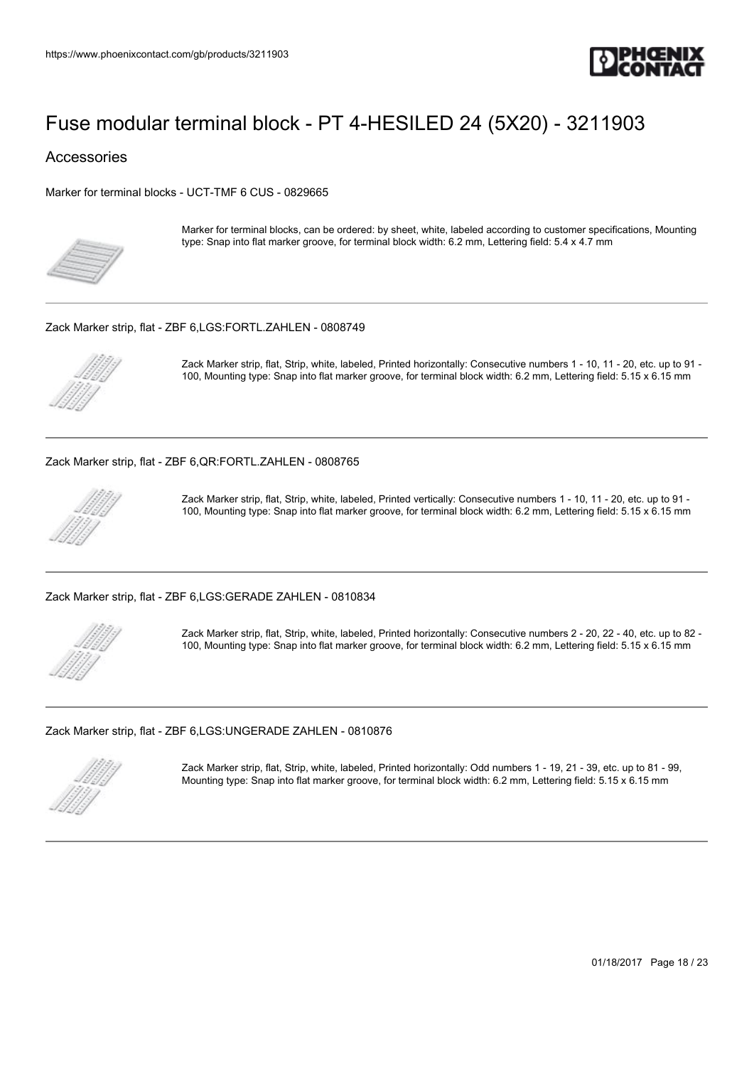# Fuse modular terminal block - PT 4-HESILED 24 (5X20) - 3211903

## Accessories

Marker for terminal blocks - UCT-TMF 6 CUS - 0829665

Marker for terminal blocks, can be ordered: by sheet, white, labeled according to customer specifications, Mounting type: Snap into flat marker groove, for terminal block width: 6.2 mm, Lettering field: 5.4 x 4.7 mm

---

Zack Marker strip, flat - ZBF 6,LGS:FORTL.ZAHLEN - 0808749

Zack Marker strip, flat, Strip, white, labeled, Printed horizontally: Consecutive numbers 1 - 10, 11 - 20, etc. up to 91 - 100, Mounting type: Snap into flat marker groove, for terminal block width: 6.2 mm, Lettering field: 5.15 x 6.15 mm

---

Zack Marker strip, flat - ZBF 6,QR:FORTL.ZAHLEN - 0808765

Zack Marker strip, flat, Strip, white, labeled, Printed vertically: Consecutive numbers 1 - 10, 11 - 20, etc. up to 91 - 100, Mounting type: Snap into flat marker groove, for terminal block width: 6.2 mm, Lettering field: 5.15 x 6.15 mm

---

Zack Marker strip, flat - ZBF 6,LGS:GERADE ZAHLEN - 0810834

Zack Marker strip, flat, Strip, white, labeled, Printed horizontally: Consecutive numbers 2 - 20, 22 - 40, etc. up to 82 - 100, Mounting type: Snap into flat marker groove, for terminal block width: 6.2 mm, Lettering field: 5.15 x 6.15 mm

---

Zack Marker strip, flat - ZBF 6,LGS:UNGERADE ZAHLEN - 0810876

Zack Marker strip, flat, Strip, white, labeled, Printed horizontally: Odd numbers 1 - 19, 21 - 39, etc. up to 81 - 99, Mounting type: Snap into flat marker groove, for terminal block width: 6.2 mm, Lettering field: 5.15 x 6.15 mm

---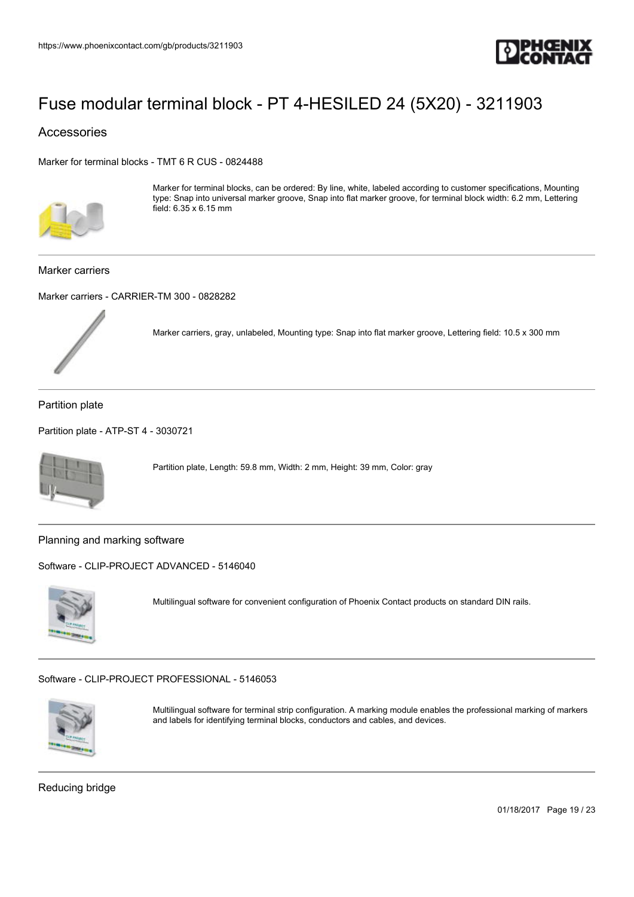# Fuse modular terminal block - PT 4-HESILED 24 (5X20) - 3211903

## Accessories

Marker for terminal blocks - TMT 6 R CUS - 0824488

Marker for terminal blocks, can be ordered: By line, white, labeled according to customer specifications, Mounting type: Snap into universal marker groove, Snap into flat marker groove, for terminal block width: 6.2 mm, Lettering field: 6.35 x 6.15 mm

### Marker carriers

Marker carriers - CARRIER-TM 300 - 0828282

Marker carriers, gray, unlabeled, Mounting type: Snap into flat marker groove, Lettering field: 10.5 x 300 mm

### Partition plate

Partition plate - ATP-ST 4 - 3030721

Partition plate, Length: 59.8 mm, Width: 2 mm, Height: 39 mm, Color: gray

### Planning and marking software

Software - CLIP-PROJECT ADVANCED - 5146040

Multilingual software for convenient configuration of Phoenix Contact products on standard DIN rails.

Software - CLIP-PROJECT PROFESSIONAL - 5146053

Multilingual software for terminal strip configuration. A marking module enables the professional marking of markers and labels for identifying terminal blocks, conductors and cables, and devices.

### Reducing bridge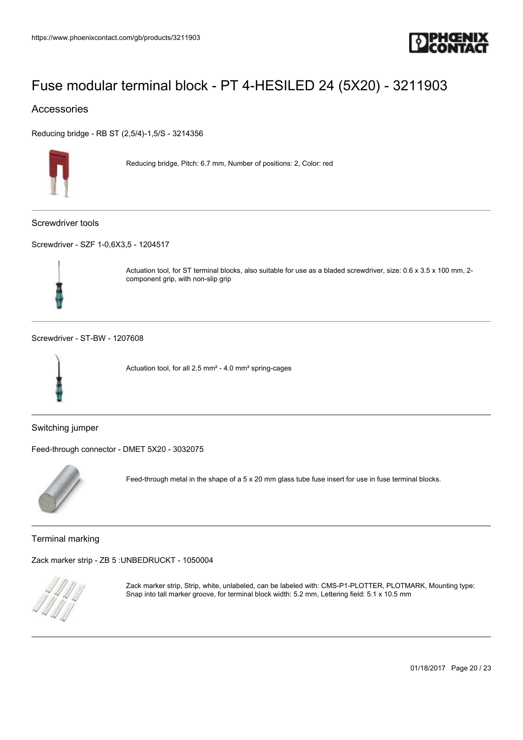# Fuse modular terminal block - PT 4-HESILED 24 (5X20) - 3211903

## Accessories

Reducing bridge - RB ST (2,5/4)-1,5/S - 3214356

Reducing bridge, Pitch: 6.7 mm, Number of positions: 2, Color: red

---

### Screwdriver tools

Screwdriver - SZF 1-0,6X3,5 - 1204517

Actuation tool, for ST terminal blocks, also suitable for use as a bladed screwdriver, size: 0.6 x 3.5 x 100 mm, 2-component grip, with non-slip grip

---

Screwdriver - ST-BW - 1207608

Actuation tool, for all 2.5 mm² - 4.0 mm² spring-cages

---

### Switching jumper

Feed-through connector - DMET 5X20 - 3032075

Feed-through metal in the shape of a 5 x 20 mm glass tube fuse insert for use in fuse terminal blocks.

---

### Terminal marking

Zack marker strip - ZB 5 :UNBEDRUCKT - 1050004

Zack marker strip, Strip, white, unlabeled, can be labeled with: CMS-P1-PLOTTER, PLOTMARK, Mounting type: Snap into tall marker groove, for terminal block width: 5.2 mm, Lettering field: 5.1 x 10.5 mm

---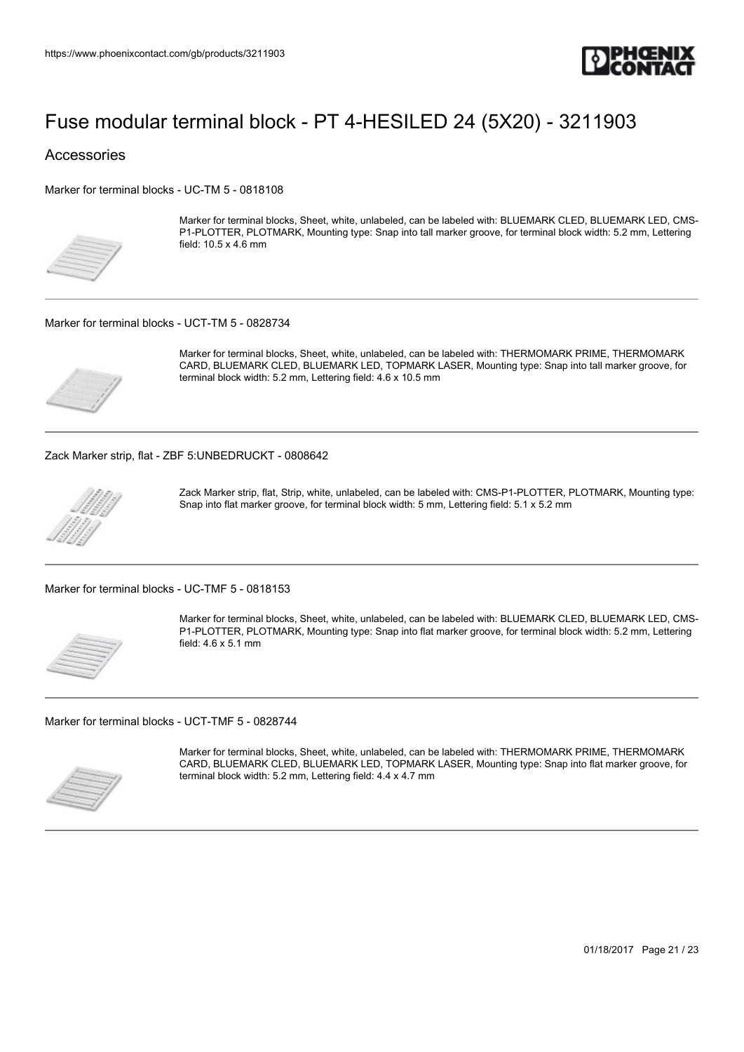# Fuse modular terminal block - PT 4-HESILED 24 (5X20) - 3211903

## Accessories

Marker for terminal blocks - UC-TM 5 - 0818108

Marker for terminal blocks, Sheet, white, unlabeled, can be labeled with: BLUEMARK CLED, BLUEMARK LED, CMS-P1-PLOTTER, PLOTMARK, Mounting type: Snap into tall marker groove, for terminal block width: 5.2 mm, Lettering field: 10.5 x 4.6 mm

---

Marker for terminal blocks - UCT-TM 5 - 0828734

Marker for terminal blocks, Sheet, white, unlabeled, can be labeled with: THERMOMARK PRIME, THERMOMARK CARD, BLUEMARK CLED, BLUEMARK LED, TOPMARK LASER, Mounting type: Snap into tall marker groove, for terminal block width: 5.2 mm, Lettering field: 4.6 x 10.5 mm

---

Zack Marker strip, flat - ZBF 5:UNBEDRUCKT - 0808642

Zack Marker strip, flat, Strip, white, unlabeled, can be labeled with: CMS-P1-PLOTTER, PLOTMARK, Mounting type: Snap into flat marker groove, for terminal block width: 5 mm, Lettering field: 5.1 x 5.2 mm

---

Marker for terminal blocks - UC-TMF 5 - 0818153

Marker for terminal blocks, Sheet, white, unlabeled, can be labeled with: BLUEMARK CLED, BLUEMARK LED, CMS-P1-PLOTTER, PLOTMARK, Mounting type: Snap into flat marker groove, for terminal block width: 5.2 mm, Lettering field: 4.6 x 5.1 mm

---

Marker for terminal blocks - UCT-TMF 5 - 0828744

Marker for terminal blocks, Sheet, white, unlabeled, can be labeled with: THERMOMARK PRIME, THERMOMARK CARD, BLUEMARK CLED, BLUEMARK LED, TOPMARK LASER, Mounting type: Snap into flat marker groove, for terminal block width: 5.2 mm, Lettering field: 4.4 x 4.7 mm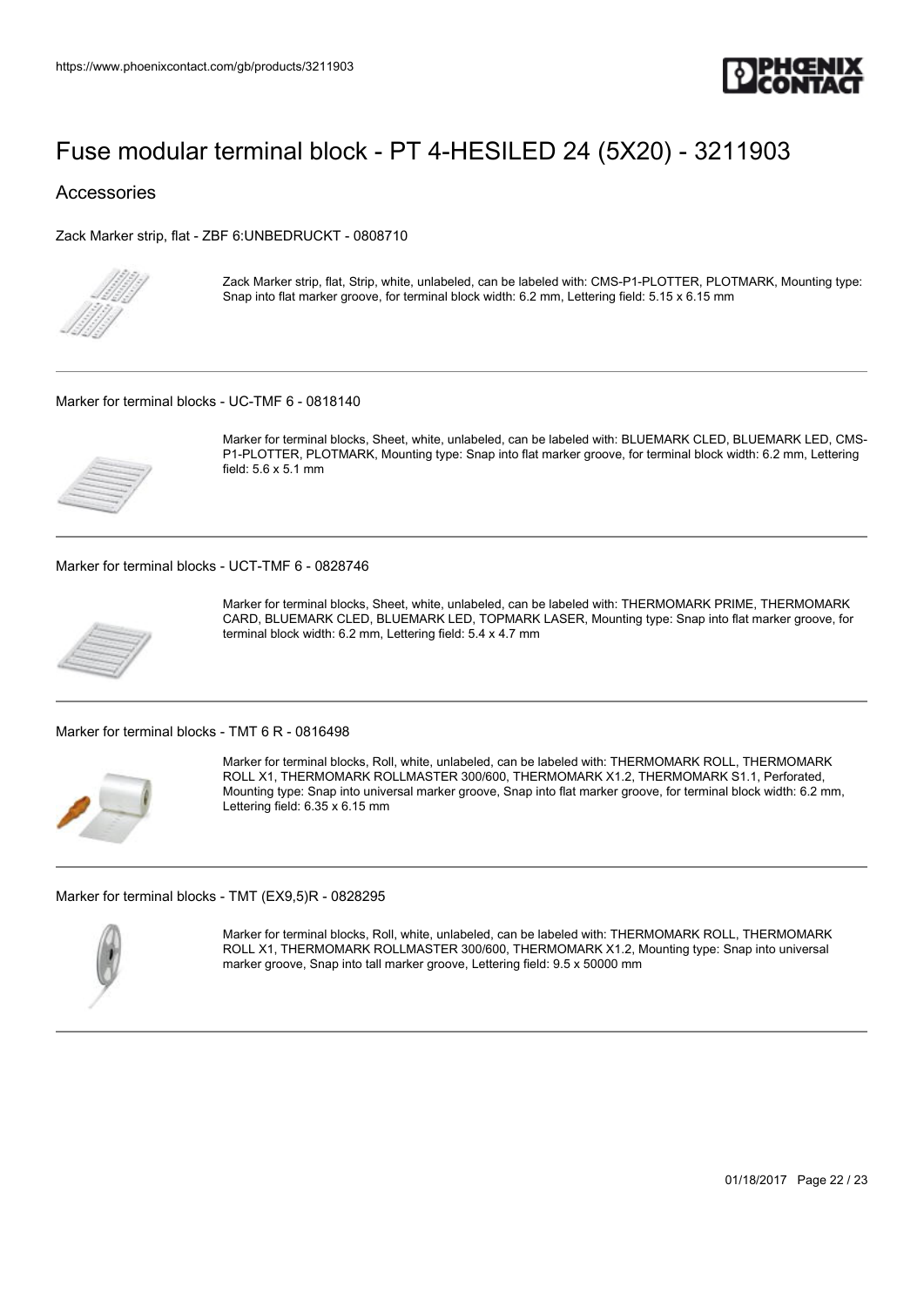# Fuse modular terminal block - PT 4-HESILED 24 (5X20) - 3211903

## Accessories

Zack Marker strip, flat - ZBF 6:UNBEDRUCKT - 0808710

Zack Marker strip, flat, Strip, white, unlabeled, can be labeled with: CMS-P1-PLOTTER, PLOTMARK, Mounting type: Snap into flat marker groove, for terminal block width: 6.2 mm, Lettering field: 5.15 x 6.15 mm

---

Marker for terminal blocks - UC-TMF 6 - 0818140

Marker for terminal blocks, Sheet, white, unlabeled, can be labeled with: BLUEMARK CLED, BLUEMARK LED, CMS-P1-PLOTTER, PLOTMARK, Mounting type: Snap into flat marker groove, for terminal block width: 6.2 mm, Lettering field: 5.6 x 5.1 mm

---

Marker for terminal blocks - UCT-TMF 6 - 0828746

Marker for terminal blocks, Sheet, white, unlabeled, can be labeled with: THERMOMARK PRIME, THERMOMARK CARD, BLUEMARK CLED, BLUEMARK LED, TOPMARK LASER, Mounting type: Snap into flat marker groove, for terminal block width: 6.2 mm, Lettering field: 5.4 x 4.7 mm

---

Marker for terminal blocks - TMT 6 R - 0816498

Marker for terminal blocks, Roll, white, unlabeled, can be labeled with: THERMOMARK ROLL, THERMOMARK ROLL X1, THERMOMARK ROLLMASTER 300/600, THERMOMARK X1.2, THERMOMARK S1.1, Perforated, Mounting type: Snap into universal marker groove, Snap into flat marker groove, for terminal block width: 6.2 mm, Lettering field: 6.35 x 6.15 mm

---

Marker for terminal blocks - TMT (EX9,5)R - 0828295

Marker for terminal blocks, Roll, white, unlabeled, can be labeled with: THERMOMARK ROLL, THERMOMARK ROLL X1, THERMOMARK ROLLMASTER 300/600, THERMOMARK X1.2, Mounting type: Snap into universal marker groove, Snap into tall marker groove, Lettering field: 9.5 x 50000 mm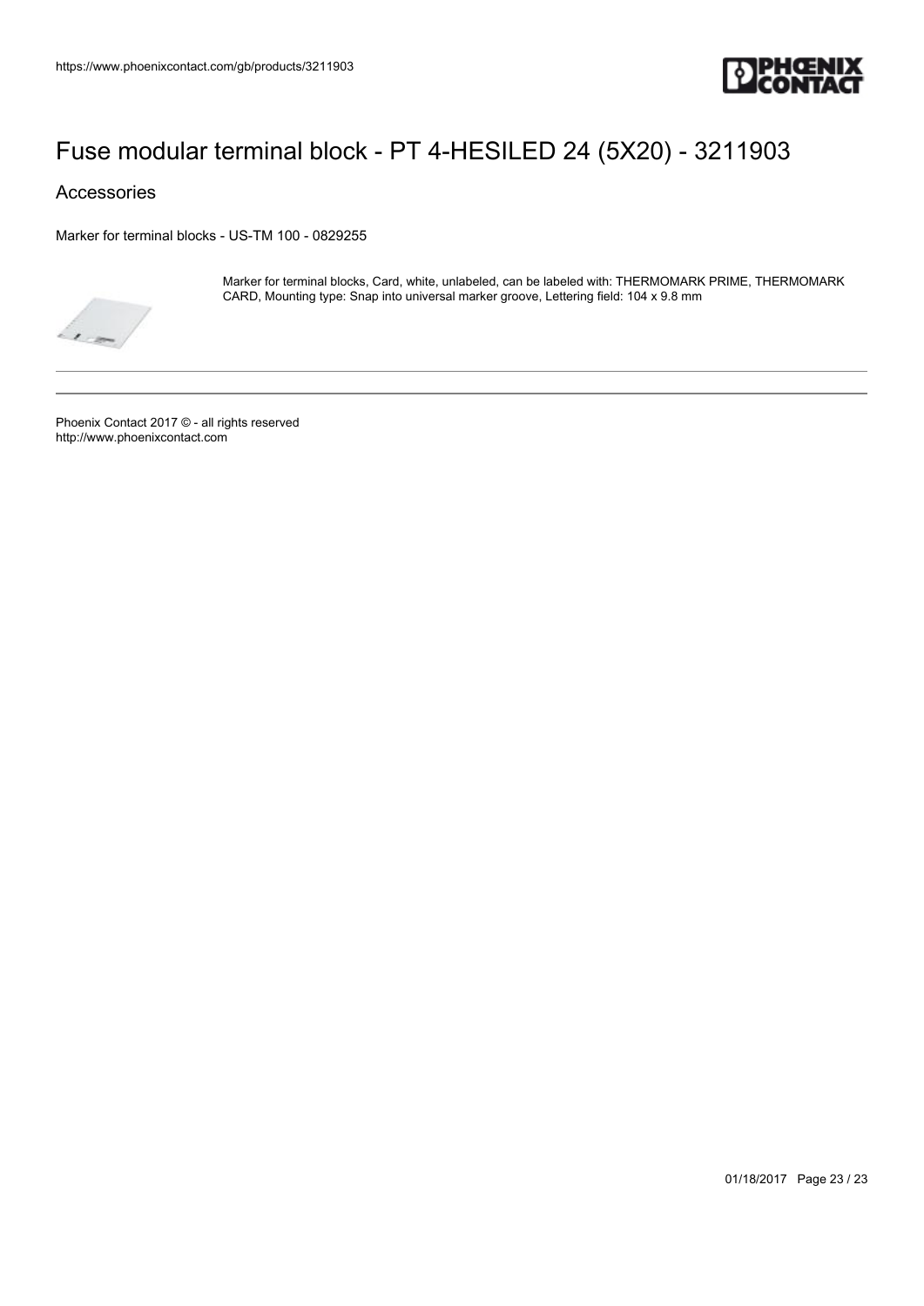# Fuse modular terminal block - PT 4-HESILED 24 (5X20) - 3211903

## Accessories

Marker for terminal blocks - US-TM 100 - 0829255

Marker for terminal blocks, Card, white, unlabeled, can be labeled with: THERMOMARK PRIME, THERMOMARK CARD, Mounting type: Snap into universal marker groove, Lettering field: 104 x 9.8 mm

Phoenix Contact 2017 © - all rights reserved
http://www.phoenixcontact.com